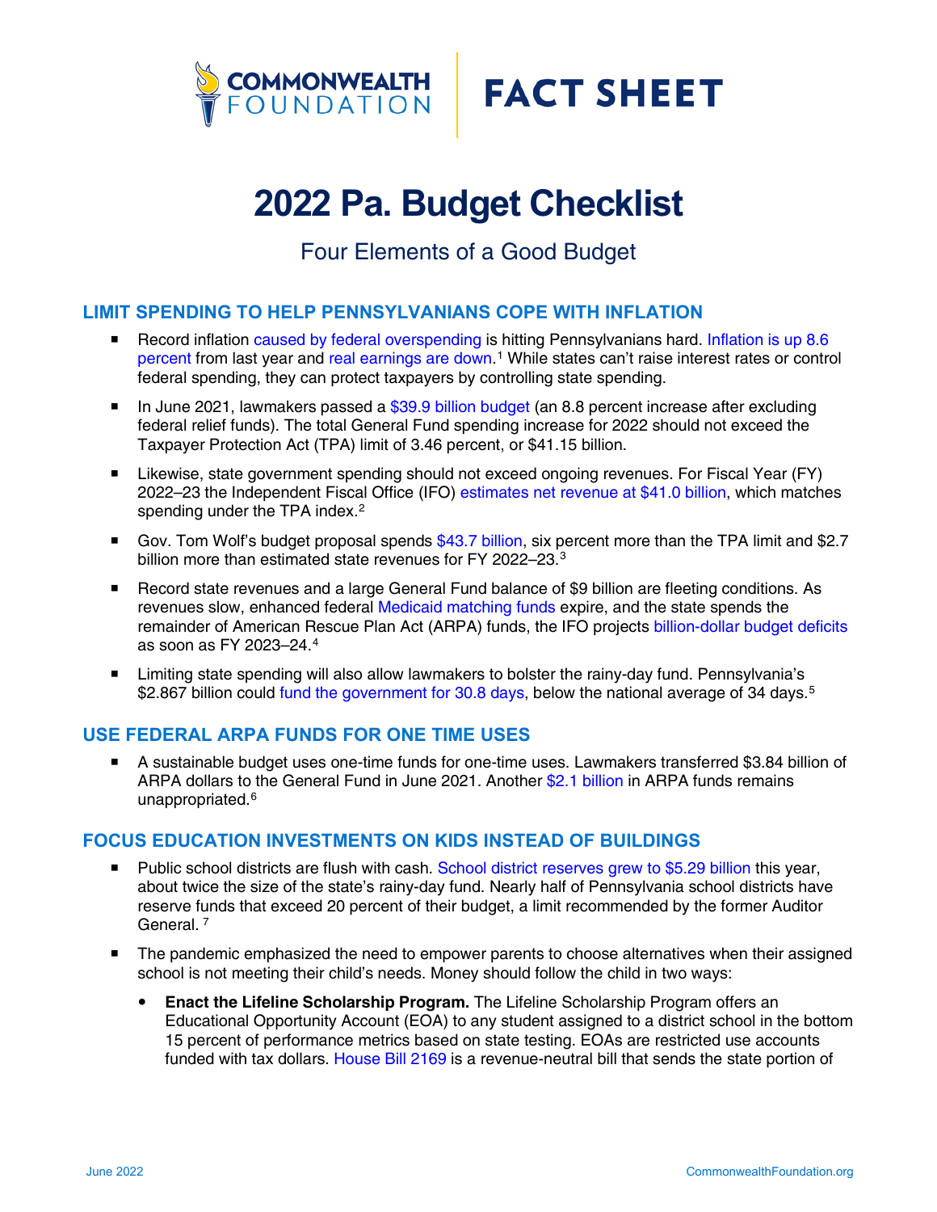COMMONWEALTH FOUNDATION | FACT SHEET

# 2022 Pa. Budget Checklist

## Four Elements of a Good Budget

### LIMIT SPENDING TO HELP PENNSYLVANIANS COPE WITH INFLATION

- Record inflation caused by federal overspending is hitting Pennsylvanians hard. Inflation is up 8.6 percent from last year and real earnings are down.[1] While states can't raise interest rates or control federal spending, they can protect taxpayers by controlling state spending.
- In June 2021, lawmakers passed a $39.9 billion budget (an 8.8 percent increase after excluding federal relief funds). The total General Fund spending increase for 2022 should not exceed the Taxpayer Protection Act (TPA) limit of 3.46 percent, or $41.15 billion.
- Likewise, state government spending should not exceed ongoing revenues. For Fiscal Year (FY) 2022–23 the Independent Fiscal Office (IFO) estimates net revenue at $41.0 billion, which matches spending under the TPA index.[2]
- Gov. Tom Wolf's budget proposal spends $43.7 billion, six percent more than the TPA limit and $2.7 billion more than estimated state revenues for FY 2022–23.[3]
- Record state revenues and a large General Fund balance of $9 billion are fleeting conditions. As revenues slow, enhanced federal Medicaid matching funds expire, and the state spends the remainder of American Rescue Plan Act (ARPA) funds, the IFO projects billion-dollar budget deficits as soon as FY 2023–24.[4]
- Limiting state spending will also allow lawmakers to bolster the rainy-day fund. Pennsylvania's $2.867 billion could fund the government for 30.8 days, below the national average of 34 days.[5]

### USE FEDERAL ARPA FUNDS FOR ONE TIME USES

- A sustainable budget uses one-time funds for one-time uses. Lawmakers transferred $3.84 billion of ARPA dollars to the General Fund in June 2021. Another $2.1 billion in ARPA funds remains unappropriated.[6]

### FOCUS EDUCATION INVESTMENTS ON KIDS INSTEAD OF BUILDINGS

- Public school districts are flush with cash. School district reserves grew to $5.29 billion this year, about twice the size of the state's rainy-day fund. Nearly half of Pennsylvania school districts have reserve funds that exceed 20 percent of their budget, a limit recommended by the former Auditor General.[7]
- The pandemic emphasized the need to empower parents to choose alternatives when their assigned school is not meeting their child's needs. Money should follow the child in two ways:
  - **Enact the Lifeline Scholarship Program.** The Lifeline Scholarship Program offers an Educational Opportunity Account (EOA) to any student assigned to a district school in the bottom 15 percent of performance metrics based on state testing. EOAs are restricted use accounts funded with tax dollars. House Bill 2169 is a revenue-neutral bill that sends the state portion of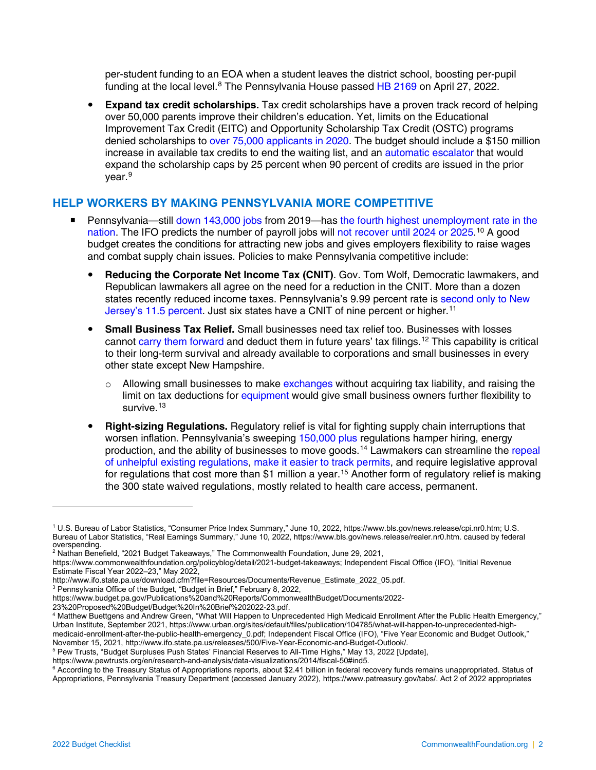per-student funding to an EOA when a student leaves the district school, boosting per-pupil funding at the local level.[8] The Pennsylvania House passed HB 2169 on April 27, 2022.

- **Expand tax credit scholarships.** Tax credit scholarships have a proven track record of helping over 50,000 parents improve their children's education. Yet, limits on the Educational Improvement Tax Credit (EITC) and Opportunity Scholarship Tax Credit (OSTC) programs denied scholarships to over 75,000 applicants in 2020. The budget should include a $150 million increase in available tax credits to end the waiting list, and an automatic escalator that would expand the scholarship caps by 25 percent when 90 percent of credits are issued in the prior year.[9]

## HELP WORKERS BY MAKING PENNSYLVANIA MORE COMPETITIVE

- Pennsylvania—still down 143,000 jobs from 2019—has the fourth highest unemployment rate in the nation. The IFO predicts the number of payroll jobs will not recover until 2024 or 2025.[10] A good budget creates the conditions for attracting new jobs and gives employers flexibility to raise wages and combat supply chain issues. Policies to make Pennsylvania competitive include:
  - **Reducing the Corporate Net Income Tax (CNIT)**. Gov. Tom Wolf, Democratic lawmakers, and Republican lawmakers all agree on the need for a reduction in the CNIT. More than a dozen states recently reduced income taxes. Pennsylvania's 9.99 percent rate is second only to New Jersey's 11.5 percent. Just six states have a CNIT of nine percent or higher.[11]
  - **Small Business Tax Relief.** Small businesses need tax relief too. Businesses with losses cannot carry them forward and deduct them in future years' tax filings.[12] This capability is critical to their long-term survival and already available to corporations and small businesses in every other state except New Hampshire.
    - Allowing small businesses to make exchanges without acquiring tax liability, and raising the limit on tax deductions for equipment would give small business owners further flexibility to survive.[13]
  - **Right-sizing Regulations.** Regulatory relief is vital for fighting supply chain interruptions that worsen inflation. Pennsylvania's sweeping 150,000 plus regulations hamper hiring, energy production, and the ability of businesses to move goods.[14] Lawmakers can streamline the repeal of unhelpful existing regulations, make it easier to track permits, and require legislative approval for regulations that cost more than $1 million a year.[15] Another form of regulatory relief is making the 300 state waived regulations, mostly related to health care access, permanent.

---

[1] U.S. Bureau of Labor Statistics, "Consumer Price Index Summary," June 10, 2022, https://www.bls.gov/news.release/cpi.nr0.htm; U.S. Bureau of Labor Statistics, "Real Earnings Summary," June 10, 2022, https://www.bls.gov/news.release/realer.nr0.htm. caused by federal overspending.

[2] Nathan Benefield, "2021 Budget Takeaways," The Commonwealth Foundation, June 29, 2021, https://www.commonwealthfoundation.org/policyblog/detail/2021-budget-takeaways; Independent Fiscal Office (IFO), "Initial Revenue Estimate Fiscal Year 2022–23," May 2022, http://www.ifo.state.pa.us/download.cfm?file=Resources/Documents/Revenue_Estimate_2022_05.pdf.

[3] Pennsylvania Office of the Budget, "Budget in Brief," February 8, 2022, https://www.budget.pa.gov/Publications%20and%20Reports/CommonwealthBudget/Documents/2022-23%20Proposed%20Budget/Budget%20In%20Brief%202022-23.pdf.

[4] Matthew Buettgens and Andrew Green, "What Will Happen to Unprecedented High Medicaid Enrollment After the Public Health Emergency," Urban Institute, September 2021, https://www.urban.org/sites/default/files/publication/104785/what-will-happen-to-unprecedented-high-medicaid-enrollment-after-the-public-health-emergency_0.pdf; Independent Fiscal Office (IFO), "Five Year Economic and Budget Outlook," November 15, 2021, http://www.ifo.state.pa.us/releases/500/Five-Year-Economic-and-Budget-Outlook/.

[5] Pew Trusts, "Budget Surpluses Push States' Financial Reserves to All-Time Highs," May 13, 2022 [Update], https://www.pewtrusts.org/en/research-and-analysis/data-visualizations/2014/fiscal-50#ind5.

[6] According to the Treasury Status of Appropriations reports, about $2.41 billion in federal recovery funds remains unappropriated. Status of Appropriations, Pennsylvania Treasury Department (accessed January 2022), https://www.patreasury.gov/tabs/. Act 2 of 2022 appropriates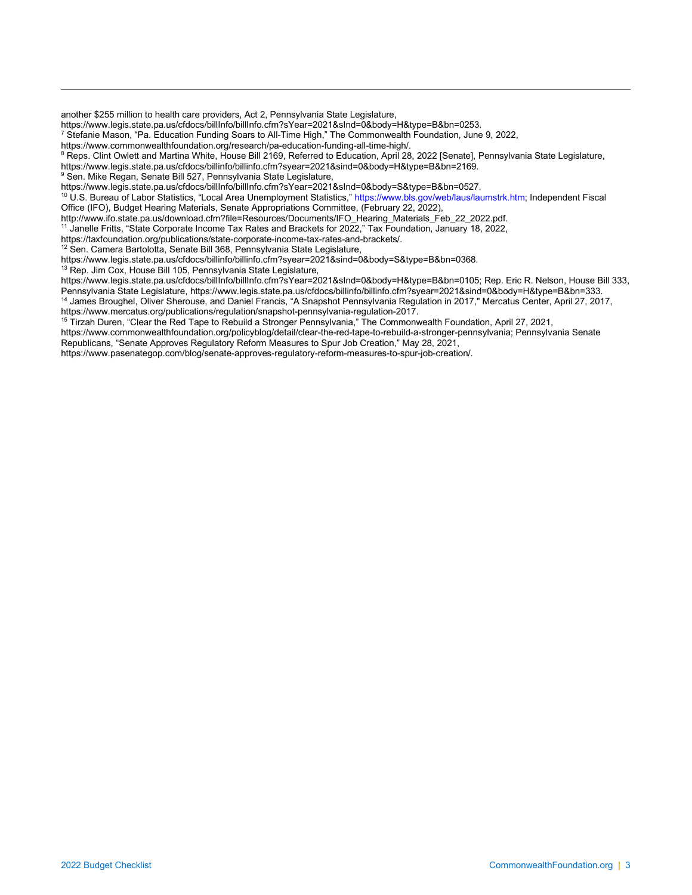another $255 million to health care providers, Act 2, Pennsylvania State Legislature, https://www.legis.state.pa.us/cfdocs/billInfo/billInfo.cfm?sYear=2021&sInd=0&body=H&type=B&bn=0253.

[7] Stefanie Mason, "Pa. Education Funding Soars to All-Time High," The Commonwealth Foundation, June 9, 2022, https://www.commonwealthfoundation.org/research/pa-education-funding-all-time-high/.

[8] Reps. Clint Owlett and Martina White, House Bill 2169, Referred to Education, April 28, 2022 [Senate], Pennsylvania State Legislature, https://www.legis.state.pa.us/cfdocs/billinfo/billinfo.cfm?syear=2021&sind=0&body=H&type=B&bn=2169.

[9] Sen. Mike Regan, Senate Bill 527, Pennsylvania State Legislature, https://www.legis.state.pa.us/cfdocs/billInfo/billInfo.cfm?sYear=2021&sInd=0&body=S&type=B&bn=0527.

[10] U.S. Bureau of Labor Statistics, "Local Area Unemployment Statistics," https://www.bls.gov/web/laus/laumstrk.htm; Independent Fiscal Office (IFO), Budget Hearing Materials, Senate Appropriations Committee, (February 22, 2022), http://www.ifo.state.pa.us/download.cfm?file=Resources/Documents/IFO_Hearing_Materials_Feb_22_2022.pdf.

[11] Janelle Fritts, "State Corporate Income Tax Rates and Brackets for 2022," Tax Foundation, January 18, 2022, https://taxfoundation.org/publications/state-corporate-income-tax-rates-and-brackets/.

[12] Sen. Camera Bartolotta, Senate Bill 368, Pennsylvania State Legislature, https://www.legis.state.pa.us/cfdocs/billinfo/billinfo.cfm?syear=2021&sind=0&body=S&type=B&bn=0368.

[13] Rep. Jim Cox, House Bill 105, Pennsylvania State Legislature, https://www.legis.state.pa.us/cfdocs/billInfo/billInfo.cfm?sYear=2021&sInd=0&body=H&type=B&bn=0105; Rep. Eric R. Nelson, House Bill 333, Pennsylvania State Legislature, https://www.legis.state.pa.us/cfdocs/billinfo/billinfo.cfm?syear=2021&sind=0&body=H&type=B&bn=333.

[14] James Broughel, Oliver Sherouse, and Daniel Francis, "A Snapshot Pennsylvania Regulation in 2017," Mercatus Center, April 27, 2017, https://www.mercatus.org/publications/regulation/snapshot-pennsylvania-regulation-2017.

[15] Tirzah Duren, "Clear the Red Tape to Rebuild a Stronger Pennsylvania," The Commonwealth Foundation, April 27, 2021, https://www.commonwealthfoundation.org/policyblog/detail/clear-the-red-tape-to-rebuild-a-stronger-pennsylvania; Pennsylvania Senate Republicans, "Senate Approves Regulatory Reform Measures to Spur Job Creation," May 28, 2021, https://www.pasenategop.com/blog/senate-approves-regulatory-reform-measures-to-spur-job-creation/.